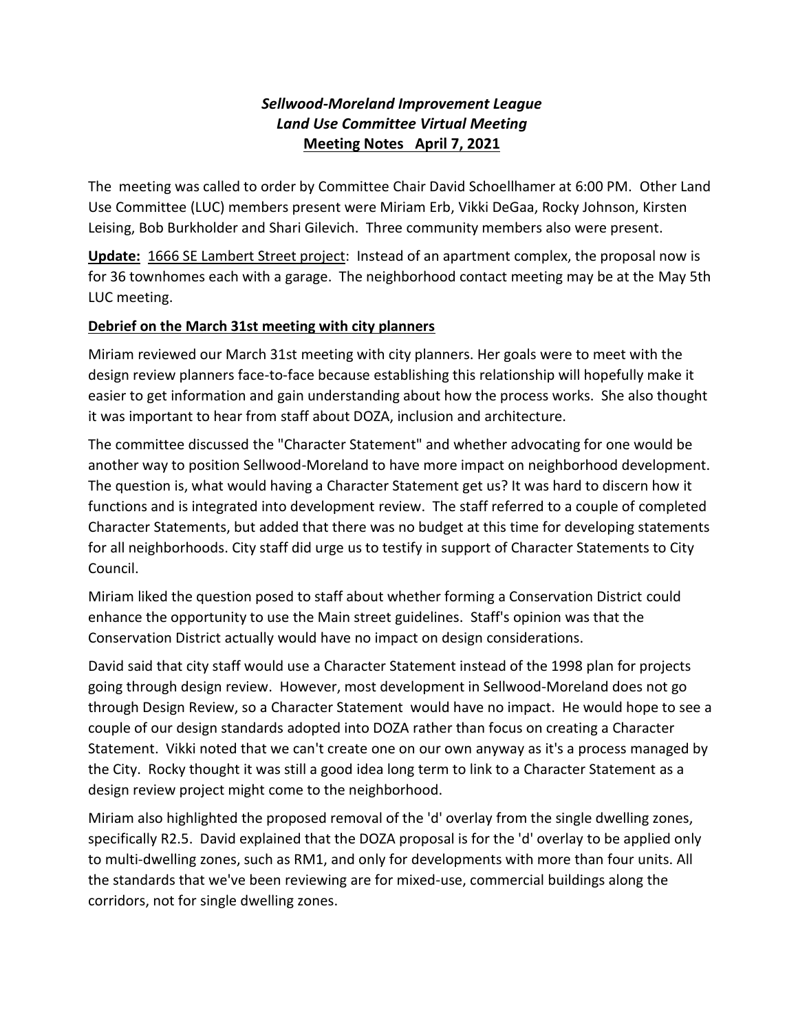***Sellwood-Moreland Improvement League***
***Land Use Committee Virtual Meeting***
**Meeting Notes April 7, 2021**

The meeting was called to order by Committee Chair David Schoellhamer at 6:00 PM. Other Land Use Committee (LUC) members present were Miriam Erb, Vikki DeGaa, Rocky Johnson, Kirsten Leising, Bob Burkholder and Shari Gilevich. Three community members also were present.

**Update:** 1666 SE Lambert Street project: Instead of an apartment complex, the proposal now is for 36 townhomes each with a garage. The neighborhood contact meeting may be at the May 5th LUC meeting.

**Debrief on the March 31st meeting with city planners**

Miriam reviewed our March 31st meeting with city planners. Her goals were to meet with the design review planners face-to-face because establishing this relationship will hopefully make it easier to get information and gain understanding about how the process works. She also thought it was important to hear from staff about DOZA, inclusion and architecture.

The committee discussed the "Character Statement" and whether advocating for one would be another way to position Sellwood-Moreland to have more impact on neighborhood development. The question is, what would having a Character Statement get us? It was hard to discern how it functions and is integrated into development review. The staff referred to a couple of completed Character Statements, but added that there was no budget at this time for developing statements for all neighborhoods. City staff did urge us to testify in support of Character Statements to City Council.

Miriam liked the question posed to staff about whether forming a Conservation District could enhance the opportunity to use the Main street guidelines. Staff's opinion was that the Conservation District actually would have no impact on design considerations.

David said that city staff would use a Character Statement instead of the 1998 plan for projects going through design review. However, most development in Sellwood-Moreland does not go through Design Review, so a Character Statement would have no impact. He would hope to see a couple of our design standards adopted into DOZA rather than focus on creating a Character Statement. Vikki noted that we can't create one on our own anyway as it's a process managed by the City. Rocky thought it was still a good idea long term to link to a Character Statement as a design review project might come to the neighborhood.

Miriam also highlighted the proposed removal of the 'd' overlay from the single dwelling zones, specifically R2.5. David explained that the DOZA proposal is for the 'd' overlay to be applied only to multi-dwelling zones, such as RM1, and only for developments with more than four units. All the standards that we've been reviewing are for mixed-use, commercial buildings along the corridors, not for single dwelling zones.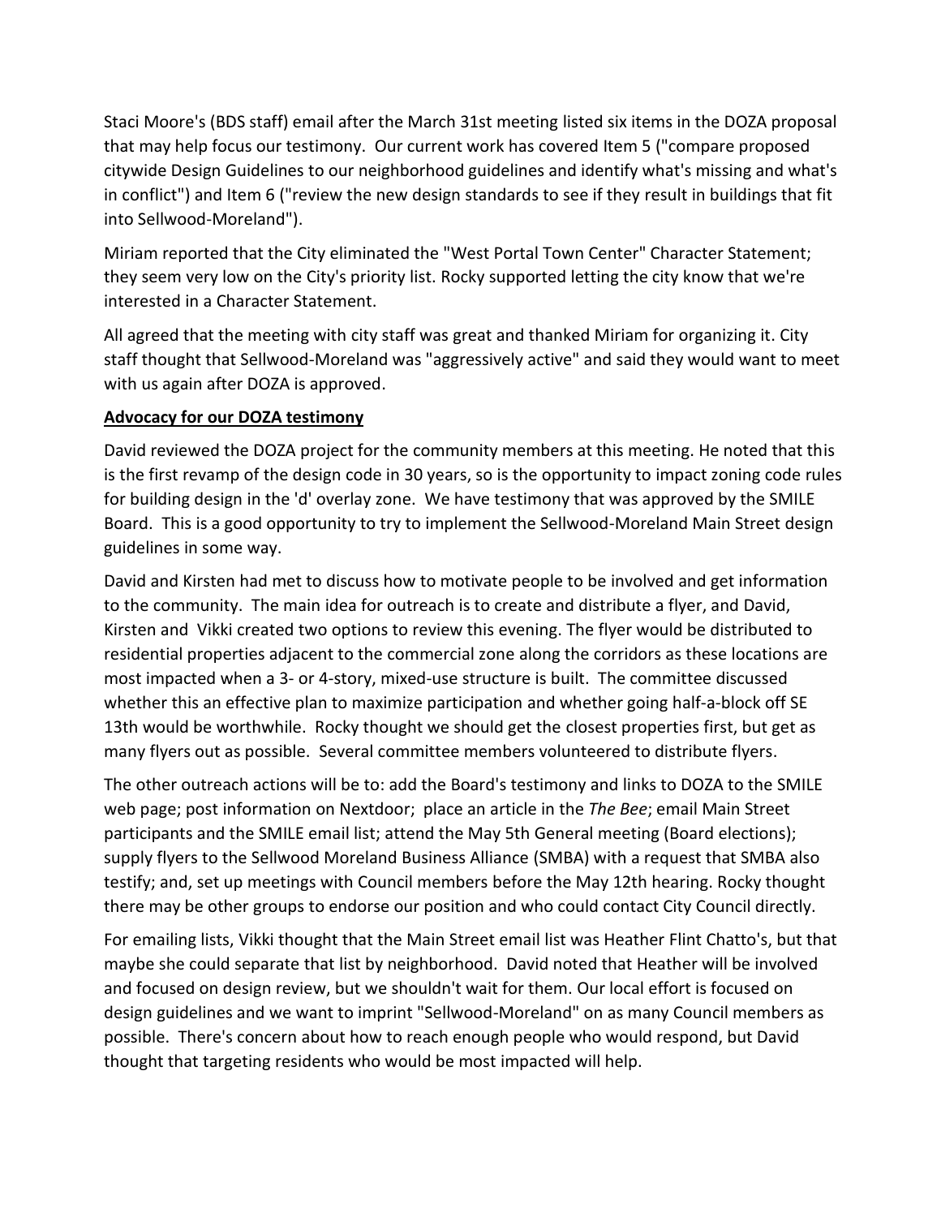Staci Moore's (BDS staff) email after the March 31st meeting listed six items in the DOZA proposal that may help focus our testimony. Our current work has covered Item 5 ("compare proposed citywide Design Guidelines to our neighborhood guidelines and identify what's missing and what's in conflict") and Item 6 ("review the new design standards to see if they result in buildings that fit into Sellwood-Moreland").

Miriam reported that the City eliminated the "West Portal Town Center" Character Statement; they seem very low on the City's priority list. Rocky supported letting the city know that we're interested in a Character Statement.

All agreed that the meeting with city staff was great and thanked Miriam for organizing it. City staff thought that Sellwood-Moreland was "aggressively active" and said they would want to meet with us again after DOZA is approved.

**Advocacy for our DOZA testimony**

David reviewed the DOZA project for the community members at this meeting. He noted that this is the first revamp of the design code in 30 years, so is the opportunity to impact zoning code rules for building design in the 'd' overlay zone. We have testimony that was approved by the SMILE Board. This is a good opportunity to try to implement the Sellwood-Moreland Main Street design guidelines in some way.

David and Kirsten had met to discuss how to motivate people to be involved and get information to the community. The main idea for outreach is to create and distribute a flyer, and David, Kirsten and Vikki created two options to review this evening. The flyer would be distributed to residential properties adjacent to the commercial zone along the corridors as these locations are most impacted when a 3- or 4-story, mixed-use structure is built. The committee discussed whether this an effective plan to maximize participation and whether going half-a-block off SE 13th would be worthwhile. Rocky thought we should get the closest properties first, but get as many flyers out as possible. Several committee members volunteered to distribute flyers.

The other outreach actions will be to: add the Board's testimony and links to DOZA to the SMILE web page; post information on Nextdoor; place an article in the *The Bee*; email Main Street participants and the SMILE email list; attend the May 5th General meeting (Board elections); supply flyers to the Sellwood Moreland Business Alliance (SMBA) with a request that SMBA also testify; and, set up meetings with Council members before the May 12th hearing. Rocky thought there may be other groups to endorse our position and who could contact City Council directly.

For emailing lists, Vikki thought that the Main Street email list was Heather Flint Chatto's, but that maybe she could separate that list by neighborhood. David noted that Heather will be involved and focused on design review, but we shouldn't wait for them. Our local effort is focused on design guidelines and we want to imprint "Sellwood-Moreland" on as many Council members as possible. There's concern about how to reach enough people who would respond, but David thought that targeting residents who would be most impacted will help.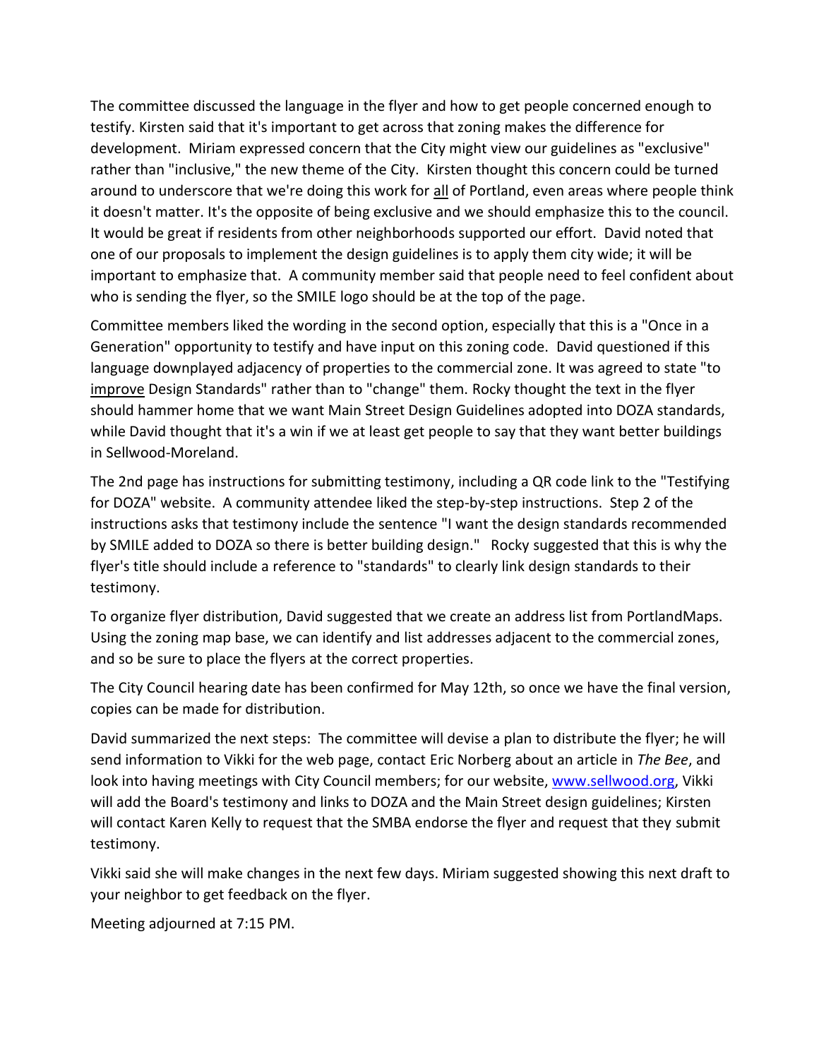The committee discussed the language in the flyer and how to get people concerned enough to testify. Kirsten said that it's important to get across that zoning makes the difference for development. Miriam expressed concern that the City might view our guidelines as "exclusive" rather than "inclusive," the new theme of the City. Kirsten thought this concern could be turned around to underscore that we're doing this work for all of Portland, even areas where people think it doesn't matter. It's the opposite of being exclusive and we should emphasize this to the council. It would be great if residents from other neighborhoods supported our effort. David noted that one of our proposals to implement the design guidelines is to apply them city wide; it will be important to emphasize that. A community member said that people need to feel confident about who is sending the flyer, so the SMILE logo should be at the top of the page.

Committee members liked the wording in the second option, especially that this is a "Once in a Generation" opportunity to testify and have input on this zoning code. David questioned if this language downplayed adjacency of properties to the commercial zone. It was agreed to state "to improve Design Standards" rather than to "change" them. Rocky thought the text in the flyer should hammer home that we want Main Street Design Guidelines adopted into DOZA standards, while David thought that it's a win if we at least get people to say that they want better buildings in Sellwood-Moreland.

The 2nd page has instructions for submitting testimony, including a QR code link to the "Testifying for DOZA" website. A community attendee liked the step-by-step instructions. Step 2 of the instructions asks that testimony include the sentence "I want the design standards recommended by SMILE added to DOZA so there is better building design." Rocky suggested that this is why the flyer's title should include a reference to "standards" to clearly link design standards to their testimony.

To organize flyer distribution, David suggested that we create an address list from PortlandMaps. Using the zoning map base, we can identify and list addresses adjacent to the commercial zones, and so be sure to place the flyers at the correct properties.

The City Council hearing date has been confirmed for May 12th, so once we have the final version, copies can be made for distribution.

David summarized the next steps: The committee will devise a plan to distribute the flyer; he will send information to Vikki for the web page, contact Eric Norberg about an article in *The Bee*, and look into having meetings with City Council members; for our website, www.sellwood.org, Vikki will add the Board's testimony and links to DOZA and the Main Street design guidelines; Kirsten will contact Karen Kelly to request that the SMBA endorse the flyer and request that they submit testimony.

Vikki said she will make changes in the next few days. Miriam suggested showing this next draft to your neighbor to get feedback on the flyer.

Meeting adjourned at 7:15 PM.